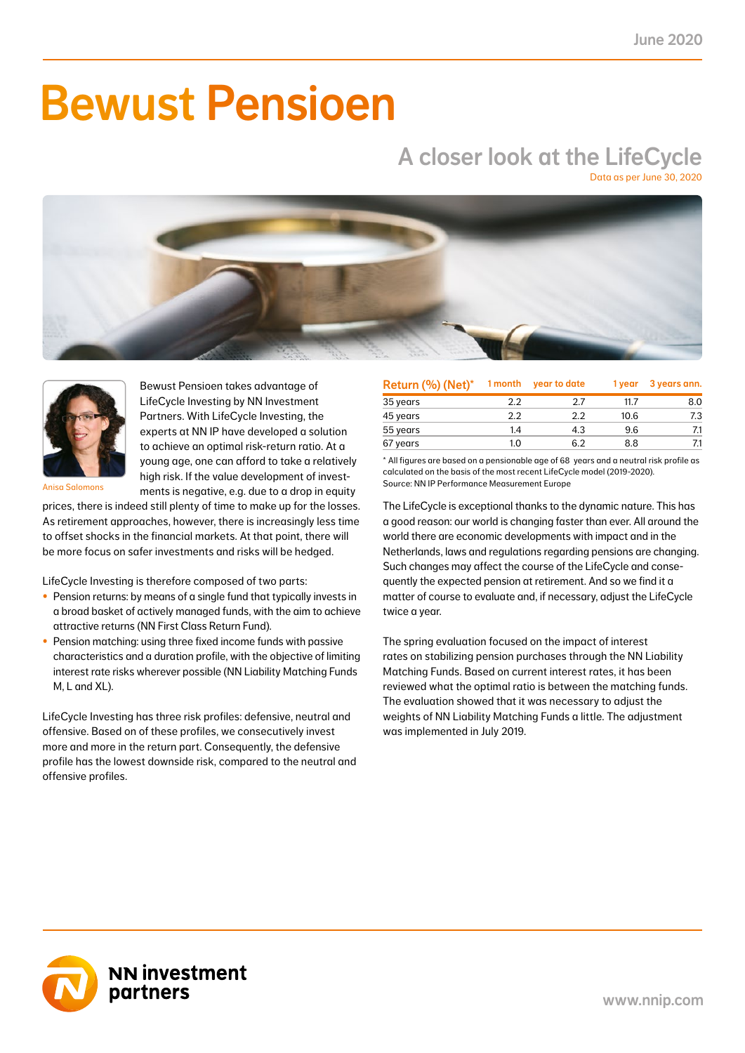June 2020

# Bewust Pensioen

## A closer look at the LifeCycle

Data as per June 30, 2020

Anisa Salomons

Bewust Pensioen takes advantage of LifeCycle Investing by NN Investment Partners. With LifeCycle Investing, the experts at NN IP have developed a solution to achieve an optimal risk-return ratio. At a young age, one can afford to take a relatively high risk. If the value development of investments is negative, e.g. due to a drop in equity prices, there is indeed still plenty of time to make up for the losses. As retirement approaches, however, there is increasingly less time to offset shocks in the financial markets. At that point, there will be more focus on safer investments and risks will be hedged.

LifeCycle Investing is therefore composed of two parts:

- Pension returns: by means of a single fund that typically invests in a broad basket of actively managed funds, with the aim to achieve attractive returns (NN First Class Return Fund).
- Pension matching: using three fixed income funds with passive characteristics and a duration profile, with the objective of limiting interest rate risks wherever possible (NN Liability Matching Funds M, L and XL).

LifeCycle Investing has three risk profiles: defensive, neutral and offensive. Based on of these profiles, we consecutively invest more and more in the return part. Consequently, the defensive profile has the lowest downside risk, compared to the neutral and offensive profiles.

| Return (%) (Net)* | 1 month | year to date | 1 year | 3 years ann. |
|---|---|---|---|---|
| 35 years | 2.2 | 2.7 | 11.7 | 8.0 |
| 45 years | 2.2 | 2.2 | 10.6 | 7.3 |
| 55 years | 1.4 | 4.3 | 9.6 | 7.1 |
| 67 years | 1.0 | 6.2 | 8.8 | 7.1 |

* All figures are based on a pensionable age of 68 years and a neutral risk profile as calculated on the basis of the most recent LifeCycle model (2019-2020).
Source: NN IP Performance Measurement Europe

The LifeCycle is exceptional thanks to the dynamic nature. This has a good reason: our world is changing faster than ever. All around the world there are economic developments with impact and in the Netherlands, laws and regulations regarding pensions are changing. Such changes may affect the course of the LifeCycle and consequently the expected pension at retirement. And so we find it a matter of course to evaluate and, if necessary, adjust the LifeCycle twice a year.

The spring evaluation focused on the impact of interest rates on stabilizing pension purchases through the NN Liability Matching Funds. Based on current interest rates, it has been reviewed what the optimal ratio is between the matching funds. The evaluation showed that it was necessary to adjust the weights of NN Liability Matching Funds a little. The adjustment was implemented in July 2019.

NN investment partners

www.nnip.com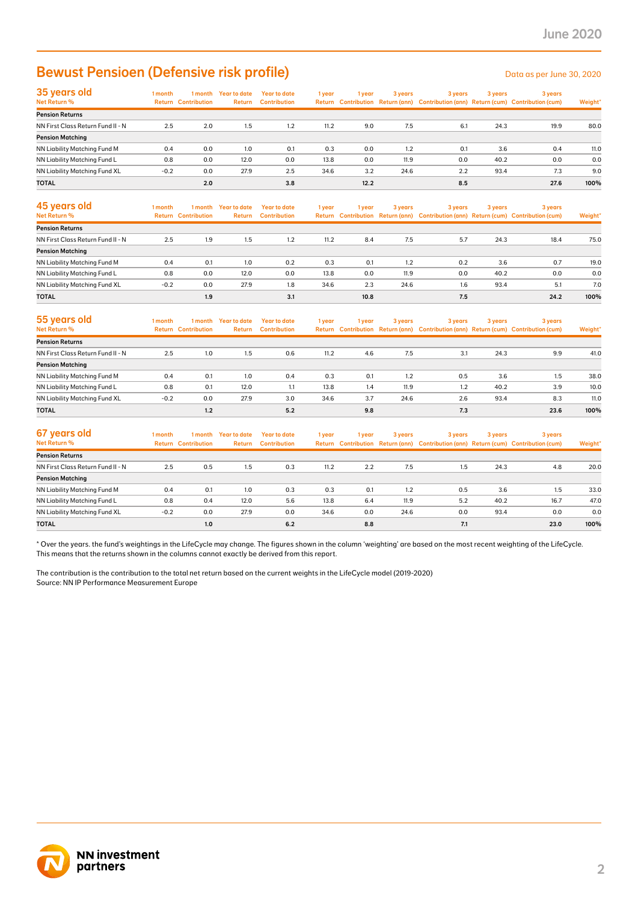# Bewust Pensioen (Defensive risk profile)

Data as per June 30, 2020

| 35 years old<br>Net Return % | 1 month Return | 1 month Contribution | Year to date Return | Year to date Contribution | 1 year Return | 1 year Contribution | 3 years Return (ann) | 3 years Contribution (ann) | 3 years Return (cum) | 3 years Contribution (cum) | Weight* |
|---|---|---|---|---|---|---|---|---|---|---|---|
| **Pension Returns** | | | | | | | | | | | |
| NN First Class Return Fund II - N | 2.5 | 2.0 | 1.5 | 1.2 | 11.2 | 9.0 | 7.5 | 6.1 | 24.3 | 19.9 | 80.0 |
| **Pension Matching** | | | | | | | | | | | |
| NN Liability Matching Fund M | 0.4 | 0.0 | 1.0 | 0.1 | 0.3 | 0.0 | 1.2 | 0.1 | 3.6 | 0.4 | 11.0 |
| NN Liability Matching Fund L | 0.8 | 0.0 | 12.0 | 0.0 | 13.8 | 0.0 | 11.9 | 0.0 | 40.2 | 0.0 | 0.0 |
| NN Liability Matching Fund XL | -0.2 | 0.0 | 27.9 | 2.5 | 34.6 | 3.2 | 24.6 | 2.2 | 93.4 | 7.3 | 9.0 |
| **TOTAL** | | **2.0** | | **3.8** | | **12.2** | | **8.5** | | **27.6** | **100%** |

| 45 years old<br>Net Return % | 1 month Return | 1 month Contribution | Year to date Return | Year to date Contribution | 1 year Return | 1 year Contribution | 3 years Return (ann) | 3 years Contribution (ann) | 3 years Return (cum) | 3 years Contribution (cum) | Weight* |
|---|---|---|---|---|---|---|---|---|---|---|---|
| **Pension Returns** | | | | | | | | | | | |
| NN First Class Return Fund II - N | 2.5 | 1.9 | 1.5 | 1.2 | 11.2 | 8.4 | 7.5 | 5.7 | 24.3 | 18.4 | 75.0 |
| **Pension Matching** | | | | | | | | | | | |
| NN Liability Matching Fund M | 0.4 | 0.1 | 1.0 | 0.2 | 0.3 | 0.1 | 1.2 | 0.2 | 3.6 | 0.7 | 19.0 |
| NN Liability Matching Fund L | 0.8 | 0.0 | 12.0 | 0.0 | 13.8 | 0.0 | 11.9 | 0.0 | 40.2 | 0.0 | 0.0 |
| NN Liability Matching Fund XL | -0.2 | 0.0 | 27.9 | 1.8 | 34.6 | 2.3 | 24.6 | 1.6 | 93.4 | 5.1 | 7.0 |
| **TOTAL** | | **1.9** | | **3.1** | | **10.8** | | **7.5** | | **24.2** | **100%** |

| 55 years old<br>Net Return % | 1 month Return | 1 month Contribution | Year to date Return | Year to date Contribution | 1 year Return | 1 year Contribution | 3 years Return (ann) | 3 years Contribution (ann) | 3 years Return (cum) | 3 years Contribution (cum) | Weight* |
|---|---|---|---|---|---|---|---|---|---|---|---|
| **Pension Returns** | | | | | | | | | | | |
| NN First Class Return Fund II - N | 2.5 | 1.0 | 1.5 | 0.6 | 11.2 | 4.6 | 7.5 | 3.1 | 24.3 | 9.9 | 41.0 |
| **Pension Matching** | | | | | | | | | | | |
| NN Liability Matching Fund M | 0.4 | 0.1 | 1.0 | 0.4 | 0.3 | 0.1 | 1.2 | 0.5 | 3.6 | 1.5 | 38.0 |
| NN Liability Matching Fund L | 0.8 | 0.1 | 12.0 | 1.1 | 13.8 | 1.4 | 11.9 | 1.2 | 40.2 | 3.9 | 10.0 |
| NN Liability Matching Fund XL | -0.2 | 0.0 | 27.9 | 3.0 | 34.6 | 3.7 | 24.6 | 2.6 | 93.4 | 8.3 | 11.0 |
| **TOTAL** | | **1.2** | | **5.2** | | **9.8** | | **7.3** | | **23.6** | **100%** |

| 67 years old<br>Net Return % | 1 month Return | 1 month Contribution | Year to date Return | Year to date Contribution | 1 year Return | 1 year Contribution | 3 years Return (ann) | 3 years Contribution (ann) | 3 years Return (cum) | 3 years Contribution (cum) | Weight* |
|---|---|---|---|---|---|---|---|---|---|---|---|
| **Pension Returns** | | | | | | | | | | | |
| NN First Class Return Fund II - N | 2.5 | 0.5 | 1.5 | 0.3 | 11.2 | 2.2 | 7.5 | 1.5 | 24.3 | 4.8 | 20.0 |
| **Pension Matching** | | | | | | | | | | | |
| NN Liability Matching Fund M | 0.4 | 0.1 | 1.0 | 0.3 | 0.3 | 0.1 | 1.2 | 0.5 | 3.6 | 1.5 | 33.0 |
| NN Liability Matching Fund L | 0.8 | 0.4 | 12.0 | 5.6 | 13.8 | 6.4 | 11.9 | 5.2 | 40.2 | 16.7 | 47.0 |
| NN Liability Matching Fund XL | -0.2 | 0.0 | 27.9 | 0.0 | 34.6 | 0.0 | 24.6 | 0.0 | 93.4 | 0.0 | 0.0 |
| **TOTAL** | | **1.0** | | **6.2** | | **8.8** | | **7.1** | | **23.0** | **100%** |

* Over the years. the fund's weightings in the LifeCycle may change. The figures shown in the column 'weighting' are based on the most recent weighting of the LifeCycle. This means that the returns shown in the columns cannot exactly be derived from this report.

The contribution is the contribution to the total net return based on the current weights in the LifeCycle model (2019-2020)
Source: NN IP Performance Measurement Europe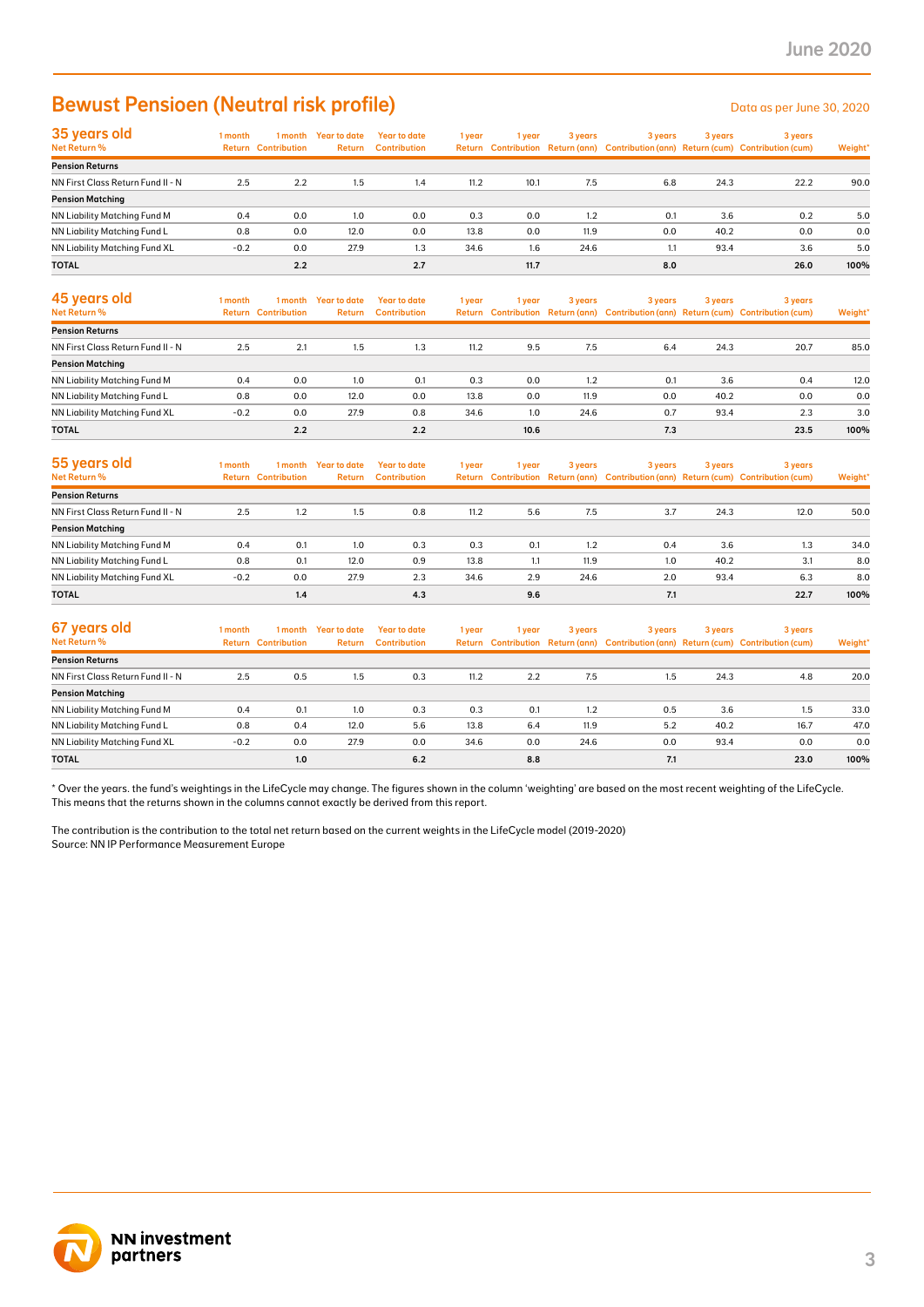# Bewust Pensioen (Neutral risk profile)

Data as per June 30, 2020

| 35 years old<br>Net Return % | 1 month Return | 1 month Contribution | Year to date Return | Year to date Contribution | 1 year Return | 1 year Contribution | 3 years Return (ann) | 3 years Contribution (ann) | 3 years Return (cum) | 3 years Contribution (cum) | Weight* |
|---|---|---|---|---|---|---|---|---|---|---|---|
| **Pension Returns** | | | | | | | | | | | |
| NN First Class Return Fund II - N | 2.5 | 2.2 | 1.5 | 1.4 | 11.2 | 10.1 | 7.5 | 6.8 | 24.3 | 22.2 | 90.0 |
| **Pension Matching** | | | | | | | | | | | |
| NN Liability Matching Fund M | 0.4 | 0.0 | 1.0 | 0.0 | 0.3 | 0.0 | 1.2 | 0.1 | 3.6 | 0.2 | 5.0 |
| NN Liability Matching Fund L | 0.8 | 0.0 | 12.0 | 0.0 | 13.8 | 0.0 | 11.9 | 0.0 | 40.2 | 0.0 | 0.0 |
| NN Liability Matching Fund XL | -0.2 | 0.0 | 27.9 | 1.3 | 34.6 | 1.6 | 24.6 | 1.1 | 93.4 | 3.6 | 5.0 |
| **TOTAL** | | **2.2** | | **2.7** | | **11.7** | | **8.0** | | **26.0** | **100%** |

| 45 years old<br>Net Return % | 1 month Return | 1 month Contribution | Year to date Return | Year to date Contribution | 1 year Return | 1 year Contribution | 3 years Return (ann) | 3 years Contribution (ann) | 3 years Return (cum) | 3 years Contribution (cum) | Weight* |
|---|---|---|---|---|---|---|---|---|---|---|---|
| **Pension Returns** | | | | | | | | | | | |
| NN First Class Return Fund II - N | 2.5 | 2.1 | 1.5 | 1.3 | 11.2 | 9.5 | 7.5 | 6.4 | 24.3 | 20.7 | 85.0 |
| **Pension Matching** | | | | | | | | | | | |
| NN Liability Matching Fund M | 0.4 | 0.0 | 1.0 | 0.1 | 0.3 | 0.0 | 1.2 | 0.1 | 3.6 | 0.4 | 12.0 |
| NN Liability Matching Fund L | 0.8 | 0.0 | 12.0 | 0.0 | 13.8 | 0.0 | 11.9 | 0.0 | 40.2 | 0.0 | 0.0 |
| NN Liability Matching Fund XL | -0.2 | 0.0 | 27.9 | 0.8 | 34.6 | 1.0 | 24.6 | 0.7 | 93.4 | 2.3 | 3.0 |
| **TOTAL** | | **2.2** | | **2.2** | | **10.6** | | **7.3** | | **23.5** | **100%** |

| 55 years old<br>Net Return % | 1 month Return | 1 month Contribution | Year to date Return | Year to date Contribution | 1 year Return | 1 year Contribution | 3 years Return (ann) | 3 years Contribution (ann) | 3 years Return (cum) | 3 years Contribution (cum) | Weight* |
|---|---|---|---|---|---|---|---|---|---|---|---|
| **Pension Returns** | | | | | | | | | | | |
| NN First Class Return Fund II - N | 2.5 | 1.2 | 1.5 | 0.8 | 11.2 | 5.6 | 7.5 | 3.7 | 24.3 | 12.0 | 50.0 |
| **Pension Matching** | | | | | | | | | | | |
| NN Liability Matching Fund M | 0.4 | 0.1 | 1.0 | 0.3 | 0.3 | 0.1 | 1.2 | 0.4 | 3.6 | 1.3 | 34.0 |
| NN Liability Matching Fund L | 0.8 | 0.1 | 12.0 | 0.9 | 13.8 | 1.1 | 11.9 | 1.0 | 40.2 | 3.1 | 8.0 |
| NN Liability Matching Fund XL | -0.2 | 0.0 | 27.9 | 2.3 | 34.6 | 2.9 | 24.6 | 2.0 | 93.4 | 6.3 | 8.0 |
| **TOTAL** | | **1.4** | | **4.3** | | **9.6** | | **7.1** | | **22.7** | **100%** |

| 67 years old<br>Net Return % | 1 month Return | 1 month Contribution | Year to date Return | Year to date Contribution | 1 year Return | 1 year Contribution | 3 years Return (ann) | 3 years Contribution (ann) | 3 years Return (cum) | 3 years Contribution (cum) | Weight* |
|---|---|---|---|---|---|---|---|---|---|---|---|
| **Pension Returns** | | | | | | | | | | | |
| NN First Class Return Fund II - N | 2.5 | 0.5 | 1.5 | 0.3 | 11.2 | 2.2 | 7.5 | 1.5 | 24.3 | 4.8 | 20.0 |
| **Pension Matching** | | | | | | | | | | | |
| NN Liability Matching Fund M | 0.4 | 0.1 | 1.0 | 0.3 | 0.3 | 0.1 | 1.2 | 0.5 | 3.6 | 1.5 | 33.0 |
| NN Liability Matching Fund L | 0.8 | 0.4 | 12.0 | 5.6 | 13.8 | 6.4 | 11.9 | 5.2 | 40.2 | 16.7 | 47.0 |
| NN Liability Matching Fund XL | -0.2 | 0.0 | 27.9 | 0.0 | 34.6 | 0.0 | 24.6 | 0.0 | 93.4 | 0.0 | 0.0 |
| **TOTAL** | | **1.0** | | **6.2** | | **8.8** | | **7.1** | | **23.0** | **100%** |

* Over the years. the fund's weightings in the LifeCycle may change. The figures shown in the column 'weighting' are based on the most recent weighting of the LifeCycle. This means that the returns shown in the columns cannot exactly be derived from this report.

The contribution is the contribution to the total net return based on the current weights in the LifeCycle model (2019-2020)
Source: NN IP Performance Measurement Europe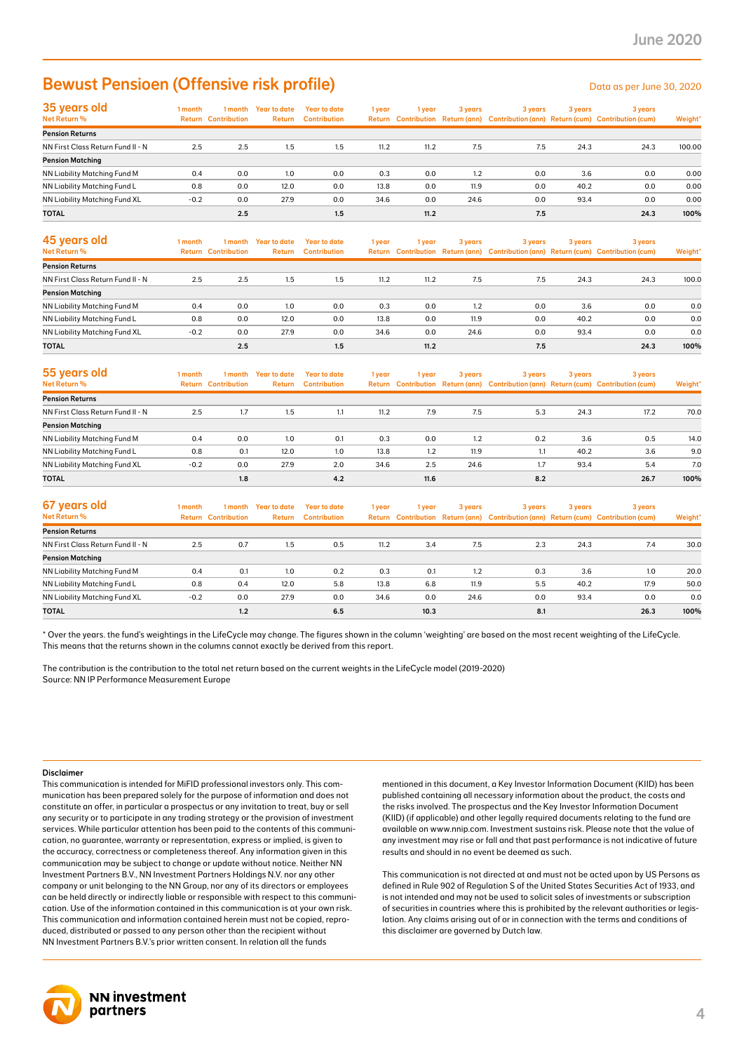# Bewust Pensioen (Offensive risk profile)

Data as per June 30, 2020

## 35 years old

| Net Return % | 1 month Return | 1 month Contribution | Year to date Return | Year to date Contribution | 1 year Return | 1 year Contribution | 3 years Return (ann) | 3 years Contribution (ann) | 3 years Return (cum) | 3 years Contribution (cum) | Weight* |
|---|---|---|---|---|---|---|---|---|---|---|---|
| **Pension Returns** | | | | | | | | | | | |
| NN First Class Return Fund II - N | 2.5 | 2.5 | 1.5 | 1.5 | 11.2 | 11.2 | 7.5 | 7.5 | 24.3 | 24.3 | 100.00 |
| **Pension Matching** | | | | | | | | | | | |
| NN Liability Matching Fund M | 0.4 | 0.0 | 1.0 | 0.0 | 0.3 | 0.0 | 1.2 | 0.0 | 3.6 | 0.0 | 0.00 |
| NN Liability Matching Fund L | 0.8 | 0.0 | 12.0 | 0.0 | 13.8 | 0.0 | 11.9 | 0.0 | 40.2 | 0.0 | 0.00 |
| NN Liability Matching Fund XL | -0.2 | 0.0 | 27.9 | 0.0 | 34.6 | 0.0 | 24.6 | 0.0 | 93.4 | 0.0 | 0.00 |
| **TOTAL** | | **2.5** | | **1.5** | | **11.2** | | **7.5** | | **24.3** | **100%** |

## 45 years old

| Net Return % | 1 month Return | 1 month Contribution | Year to date Return | Year to date Contribution | 1 year Return | 1 year Contribution | 3 years Return (ann) | 3 years Contribution (ann) | 3 years Return (cum) | 3 years Contribution (cum) | Weight* |
|---|---|---|---|---|---|---|---|---|---|---|---|
| **Pension Returns** | | | | | | | | | | | |
| NN First Class Return Fund II - N | 2.5 | 2.5 | 1.5 | 1.5 | 11.2 | 11.2 | 7.5 | 7.5 | 24.3 | 24.3 | 100.0 |
| **Pension Matching** | | | | | | | | | | | |
| NN Liability Matching Fund M | 0.4 | 0.0 | 1.0 | 0.0 | 0.3 | 0.0 | 1.2 | 0.0 | 3.6 | 0.0 | 0.0 |
| NN Liability Matching Fund L | 0.8 | 0.0 | 12.0 | 0.0 | 13.8 | 0.0 | 11.9 | 0.0 | 40.2 | 0.0 | 0.0 |
| NN Liability Matching Fund XL | -0.2 | 0.0 | 27.9 | 0.0 | 34.6 | 0.0 | 24.6 | 0.0 | 93.4 | 0.0 | 0.0 |
| **TOTAL** | | **2.5** | | **1.5** | | **11.2** | | **7.5** | | **24.3** | **100%** |

## 55 years old

| Net Return % | 1 month Return | 1 month Contribution | Year to date Return | Year to date Contribution | 1 year Return | 1 year Contribution | 3 years Return (ann) | 3 years Contribution (ann) | 3 years Return (cum) | 3 years Contribution (cum) | Weight* |
|---|---|---|---|---|---|---|---|---|---|---|---|
| **Pension Returns** | | | | | | | | | | | |
| NN First Class Return Fund II - N | 2.5 | 1.7 | 1.5 | 1.1 | 11.2 | 7.9 | 7.5 | 5.3 | 24.3 | 17.2 | 70.0 |
| **Pension Matching** | | | | | | | | | | | |
| NN Liability Matching Fund M | 0.4 | 0.0 | 1.0 | 0.1 | 0.3 | 0.0 | 1.2 | 0.2 | 3.6 | 0.5 | 14.0 |
| NN Liability Matching Fund L | 0.8 | 0.1 | 12.0 | 1.0 | 13.8 | 1.2 | 11.9 | 1.1 | 40.2 | 3.6 | 9.0 |
| NN Liability Matching Fund XL | -0.2 | 0.0 | 27.9 | 2.0 | 34.6 | 2.5 | 24.6 | 1.7 | 93.4 | 5.4 | 7.0 |
| **TOTAL** | | **1.8** | | **4.2** | | **11.6** | | **8.2** | | **26.7** | **100%** |

## 67 years old

| Net Return % | 1 month Return | 1 month Contribution | Year to date Return | Year to date Contribution | 1 year Return | 1 year Contribution | 3 years Return (ann) | 3 years Contribution (ann) | 3 years Return (cum) | 3 years Contribution (cum) | Weight* |
|---|---|---|---|---|---|---|---|---|---|---|---|
| **Pension Returns** | | | | | | | | | | | |
| NN First Class Return Fund II - N | 2.5 | 0.7 | 1.5 | 0.5 | 11.2 | 3.4 | 7.5 | 2.3 | 24.3 | 7.4 | 30.0 |
| **Pension Matching** | | | | | | | | | | | |
| NN Liability Matching Fund M | 0.4 | 0.1 | 1.0 | 0.2 | 0.3 | 0.1 | 1.2 | 0.3 | 3.6 | 1.0 | 20.0 |
| NN Liability Matching Fund L | 0.8 | 0.4 | 12.0 | 5.8 | 13.8 | 6.8 | 11.9 | 5.5 | 40.2 | 17.9 | 50.0 |
| NN Liability Matching Fund XL | -0.2 | 0.0 | 27.9 | 0.0 | 34.6 | 0.0 | 24.6 | 0.0 | 93.4 | 0.0 | 0.0 |
| **TOTAL** | | **1.2** | | **6.5** | | **10.3** | | **8.1** | | **26.3** | **100%** |

* Over the years. the fund's weightings in the LifeCycle may change. The figures shown in the column 'weighting' are based on the most recent weighting of the LifeCycle. This means that the returns shown in the columns cannot exactly be derived from this report.

The contribution is the contribution to the total net return based on the current weights in the LifeCycle model (2019-2020)
Source: NN IP Performance Measurement Europe

**Disclaimer**

This communication is intended for MiFID professional investors only. This communication has been prepared solely for the purpose of information and does not constitute an offer, in particular a prospectus or any invitation to treat, buy or sell any security or to participate in any trading strategy or the provision of investment services. While particular attention has been paid to the contents of this communication, no guarantee, warranty or representation, express or implied, is given to the accuracy, correctness or completeness thereof. Any information given in this communication may be subject to change or update without notice. Neither NN Investment Partners B.V., NN Investment Partners Holdings N.V. nor any other company or unit belonging to the NN Group, nor any of its directors or employees can be held directly or indirectly liable or responsible with respect to this communication. Use of the information contained in this communication is at your own risk. This communication and information contained herein must not be copied, reproduced, distributed or passed to any person other than the recipient without NN Investment Partners B.V.'s prior written consent. In relation all the funds mentioned in this document, a Key Investor Information Document (KIID) has been published containing all necessary information about the product, the costs and the risks involved. The prospectus and the Key Investor Information Document (KIID) (if applicable) and other legally required documents relating to the fund are available on www.nnip.com. Investment sustains risk. Please note that the value of any investment may rise or fall and that past performance is not indicative of future results and should in no event be deemed as such.

This communication is not directed at and must not be acted upon by US Persons as defined in Rule 902 of Regulation S of the United States Securities Act of 1933, and is not intended and may not be used to solicit sales of investments or subscription of securities in countries where this is prohibited by the relevant authorities or legislation. Any claims arising out of or in connection with the terms and conditions of this disclaimer are governed by Dutch law.

NN investment partners